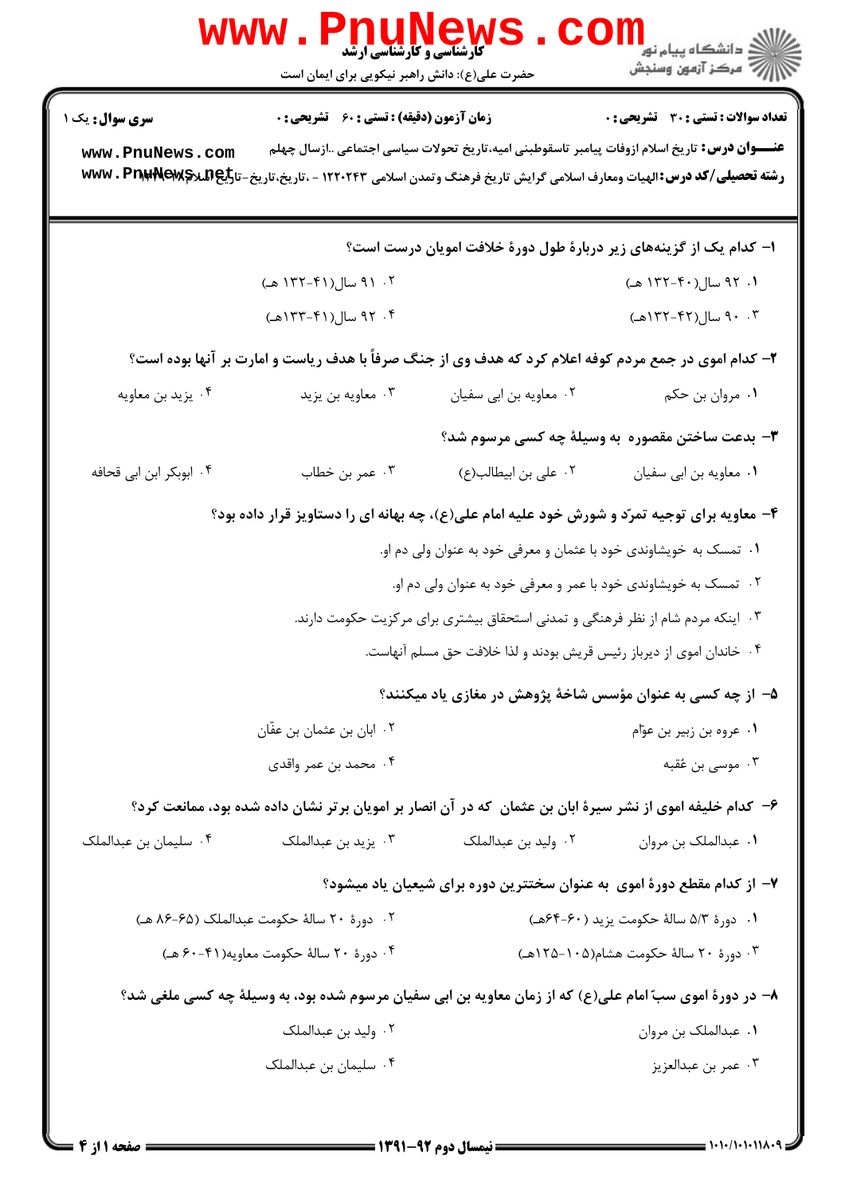**سری سؤال:** یک ۱

**زمان آزمون (دقیقه) : تستی : ۶۰ تشریحی : ۰**

**تعداد سوالات : تستی : ۳۰ تشریحی : ۰**

**عنـــوان درس:** تاریخ اسلام ازوفات پیامبر تاسقوطبنی امیه،تاریخ تحولات سیاسی اجتماعی ..ازسال چهلم

**رشته تحصیلی/کد درس:** الهیات ومعارف اسلامی گرایش تاریخ فرهنگ وتمدن اسلامی ۱۲۲۰۲۴۳ - ،تاریخ،تاریخ-تاریخ اسلام

۱- کدام یک از گزینه‌های زیر دربارهٔ طول دورهٔ خلافت امویان درست است؟

۱. ۹۲ سال(۴۰-۱۳۲ هـ)
۲. ۹۱ سال(۴۱-۱۳۲ هـ)
۳. ۹۰ سال(۴۲-۱۳۲هـ)
۴. ۹۲ سال(۴۱-۱۳۳هـ)

۲- کدام اموی در جمع مردم کوفه اعلام کرد که هدف وی از جنگ صرفاً با هدف ریاست و امارت بر آنها بوده است؟

۱. مروان بن حکم
۲. معاویه بن ابی سفیان
۳. معاویه بن یزید
۴. یزید بن معاویه

۳- بدعت ساختن مقصوره به وسیلهٔ چه کسی مرسوم شد؟

۱. معاویه بن ابی سفیان
۲. علی بن ابیطالب(ع)
۳. عمر بن خطاب
۴. ابوبکر ابن ابی قحافه

۴- معاویه برای توجیه تمرّد و شورش خود علیه امام علی(ع)، چه بهانه ای را دستاویز قرار داده بود؟

۱. تمسک به خویشاوندی خود با عثمان و معرفی خود به عنوان ولی دم او.
۲. تمسک به خویشاوندی خود با عمر و معرفی خود به عنوان ولی دم او.
۳. اینکه مردم شام از نظر فرهنگی و تمدنی استحقاق بیشتری برای مرکزیت حکومت دارند.
۴. خاندان اموی از دیرباز رئیس قریش بودند و لذا خلافت حق مسلم آنهاست.

۵- از چه کسی به عنوان مؤسس شاخهٔ پژوهش در مغازی یاد میکنند؟

۱. عروه بن زبیر بن عوّام
۲. ابان بن عثمان بن عفّان
۳. موسی بن عُقبه
۴. محمد بن عمر واقدی

۶- کدام خلیفه اموی از نشر سیرهٔ ابان بن عثمان که در آن انصار بر امویان برتر نشان داده شده بود، ممانعت کرد؟

۱. عبدالملک بن مروان
۲. ولید بن عبدالملک
۳. یزید بن عبدالملک
۴. سلیمان بن عبدالملک

۷- از کدام مقطع دورهٔ اموی به عنوان سخت‌ترین دوره برای شیعیان یاد میشود؟

۱. دورهٔ ۵/۳ سالهٔ حکومت یزید (۶۰-۶۴هـ)
۲. دورهٔ ۲۰ سالهٔ حکومت عبدالملک (۶۵-۸۶ هـ)
۳. دورهٔ ۲۰ سالهٔ حکومت هشام(۱۰۵-۱۲۵هـ)
۴. دورهٔ ۲۰ سالهٔ حکومت معاویه(۴۱-۶۰ هـ)

۸- در دورهٔ اموی سبّ امام علی(ع) که از زمان معاویه بن ابی سفیان مرسوم شده بود، به وسیلهٔ چه کسی ملغی شد؟

۱. عبدالملک بن مروان
۲. ولید بن عبدالملک
۳. عمر بن عبدالعزیز
۴. سلیمان بن عبدالملک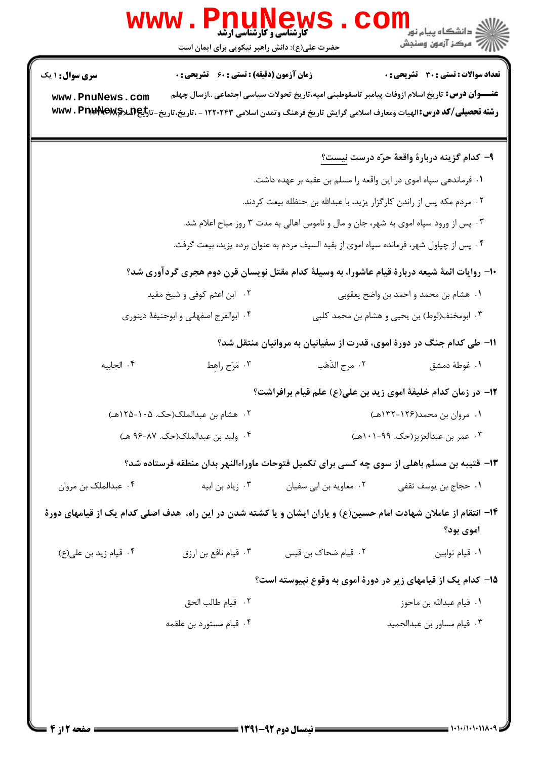**۹- کدام گزینه دربارهٔ واقعهٔ حرّه درست نیست؟**

۱. فرماندهی سپاه اموی در این واقعه را مسلم بن عقبه بر عهده داشت.

۲. مردم مکه پس از راندن کارگزار یزید، با عبدالله بن حنظله بیعت کردند.

۳. پس از ورود سپاه اموی به شهر، جان و مال و ناموس اهالی به مدت ۳ روز مباح اعلام شد.

۴. پس از چپاول شهر، فرمانده سپاه اموی از بقیه السیف مردم به عنوان برده یزید، بیعت گرفت.

**۱۰- روایات ائمهٔ شیعه دربارهٔ قیام عاشورا، به وسیلهٔ کدام مقتل نویسان قرن دوم هجری گردآوری شد؟**

۱. هشام بن محمد و احمد بن واضح یعقوبی

۲. ابن اعثم کوفی و شیخ مفید

۳. ابومخنف(لوط) بن یحیی و هشام بن محمد کلبی

۴. ابوالفرج اصفهانی و ابوحنیفهٔ دینوری

**۱۱- طی کدام جنگ در دورهٔ اموی، قدرت از سفیانیان به مروانیان منتقل شد؟**

۱. غوطهٔ دمشق

۲. مرج الذَهَب

۳. مَرْج راهِط

۴. الجابیه

**۱۲- در زمان کدام خلیفهٔ اموی زید بن علی(ع) علم قیام برافراشت؟**

۱. مروان بن محمد(۱۲۶-۱۳۲هـ)

۲. هشام بن عبدالملک(حک. ۱۰۵-۱۲۵هـ)

۳. عمر بن عبدالعزیز(حک. ۹۹-۱۰۱هـ)

۴. ولید بن عبدالملک(حک. ۸۷-۹۶ هـ)

**۱۳- قتیبه بن مسلم باهلی از سوی چه کسی برای تکمیل فتوحات ماوراءالنهر بدان منطقه فرستاده شد؟**

۱. حجاج بن یوسف ثقفی

۲. معاویه بن ابی سفیان

۳. زیاد بن ابیه

۴. عبدالملک بن مروان

**۱۴- انتقام از عاملان شهادت امام حسین(ع) و یاران ایشان و یا کشته شدن در این راه، هدف اصلی کدام یک از قیامهای دورهٔ اموی بود؟**

۱. قیام توابین

۲. قیام ضحاک بن قیس

۳. قیام نافع بن ارزق

۴. قیام زید بن علی(ع)

**۱۵- کدام یک از قیامهای زیر در دورهٔ اموی به وقوع نپیوسته است؟**

۱. قیام عبدالله بن ماحوز

۲. قیام طالب الحق

۳. قیام مساور بن عبدالحمید

۴. قیام مستورد بن علقمه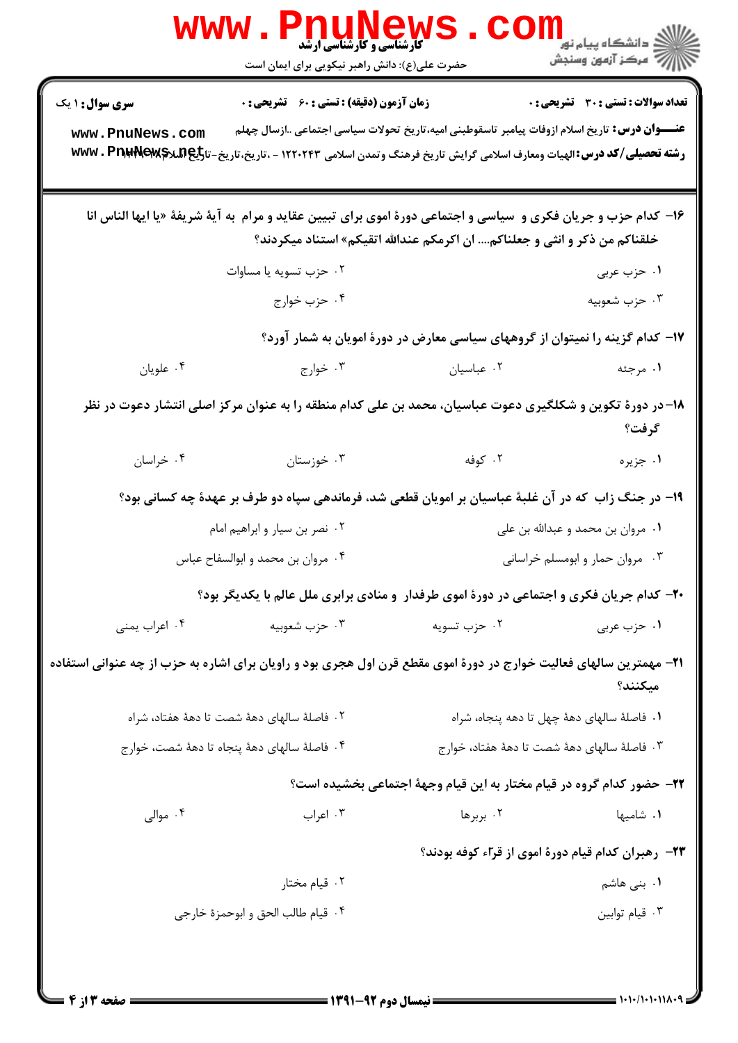**سری سوال:** ۱ یک

**زمان آزمون (دقیقه) : تستی :** ۶۰ **تشریحی :** ۰

**تعداد سوالات : تستی :** ۳۰ **تشریحی :** ۰

**عنـــوان درس:** تاریخ اسلام ازوفات پیامبر تاسقوطبنی امیه،تاریخ تحولات سیاسی اجتماعی ..ازسال چهلم

**رشته تحصیلی/کد درس:** الهیات ومعارف اسلامی گرایش تاریخ فرهنگ وتمدن اسلامی ۱۲۲۰۲۴۳ - ،تاریخ،تاریخ-تاریخ اسلام ۱۲۲۹۰۰۴

۱۶- کدام حزب و جریان فکری و سیاسی و اجتماعی دورهٔ اموی برای تبیین عقاید و مرام به آیهٔ شریفهٔ «یا ایها الناس انا خلقناکم من ذکر و انثی و جعلناکم.... ان اکرمکم عندالله اتقیکم» استناد میکردند؟

۱. حزب عربی
۲. حزب تسویه یا مساوات
۳. حزب شعوبیه
۴. حزب خوارج

۱۷- کدام گزینه را نمیتوان از گروههای سیاسی معارض در دورهٔ امویان به شمار آورد؟

۱. مرجئه
۲. عباسیان
۳. خوارج
۴. علویان

۱۸- در دورهٔ تکوین و شکلگیری دعوت عباسیان، محمد بن علی کدام منطقه را به عنوان مرکز اصلی انتشار دعوت در نظر گرفت؟

۱. جزیره
۲. کوفه
۳. خوزستان
۴. خراسان

۱۹- در جنگ زاب که در آن غلبهٔ عباسیان بر امویان قطعی شد، فرماندهی سپاه دو طرف بر عهدهٔ چه کسانی بود؟

۱. مروان بن محمد و عبدالله بن علی
۲. نصر بن سیار و ابراهیم امام
۳. مروان حمار و ابومسلم خراسانی
۴. مروان بن محمد و ابوالسفاح عباس

۲۰- کدام جریان فکری و اجتماعی در دورهٔ اموی طرفدار و منادی برابری ملل عالم با یکدیگر بود؟

۱. حزب عربی
۲. حزب تسویه
۳. حزب شعوبیه
۴. اعراب یمنی

۲۱- مهمترین سالهای فعالیت خوارج در دورهٔ اموی مقطع قرن اول هجری بود و راویان برای اشاره به حزب از چه عنوانی استفاده میکنند؟

۱. فاصلهٔ سالهای دههٔ چهل تا دهه پنجاه، شراه
۲. فاصلهٔ سالهای دههٔ شصت تا دههٔ هفتاد، شراه
۳. فاصلهٔ سالهای دههٔ شصت تا دههٔ هفتاد، خوارج
۴. فاصلهٔ سالهای دههٔ پنجاه تا دههٔ شصت، خوارج

۲۲- حضور کدام گروه در قیام مختار به این قیام وجههٔ اجتماعی بخشیده است؟

۱. شامیها
۲. بربرها
۳. اعراب
۴. موالی

۲۳- رهبران کدام قیام دورهٔ اموی از قرّاء کوفه بودند؟

۱. بنی هاشم
۲. قیام مختار
۳. قیام توابین
۴. قیام طالب الحق و ابوحمزهٔ خارجی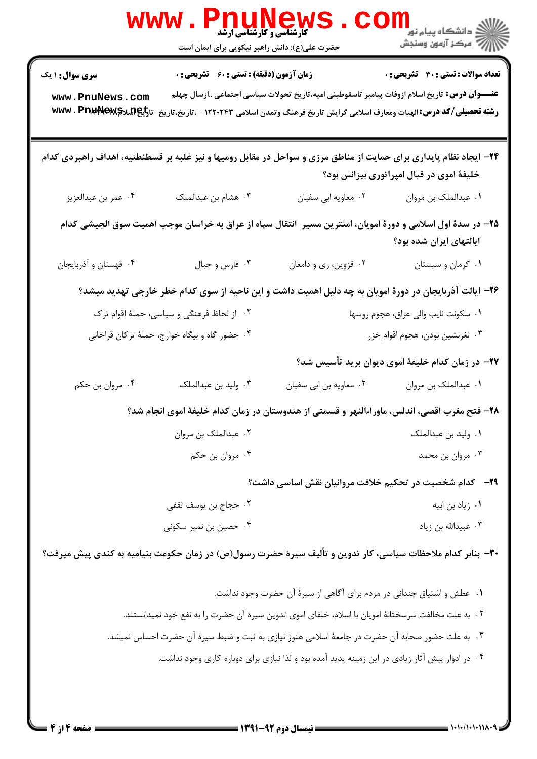**سری سوال:** ۱ یک

**زمان آزمون (دقیقه) : تستی :** ۶۰ **تشریحی :** ۰

**تعداد سوالات : تستی :** ۳۰ **تشریحی :** ۰

**عنـــوان درس:** تاریخ اسلام ازوفات پیامبر تاسقوطبنی امیه،تاریخ تحولات سیاسی اجتماعی ..ازسال چهلم

**رشته تحصیلی/کد درس:** الهیات ومعارف اسلامی گرایش تاریخ فرهنگ وتمدن اسلامی ۱۲۲۰۲۴۳ - ،تاریخ،تاریخ-تاریخ اسلام ۱۲۲۹۰۰۹

۲۴- ایجاد نظام پایداری برای حمایت از مناطق مرزی و سواحل در مقابل رومیها و نیز غلبه بر قسطنطنیه، اهداف راهبردی کدام خلیفهٔ اموی در قبال امپراتوری بیزانس بود؟

۱. عبدالملک بن مروان
۲. معاویه ابی سفیان
۳. هشام بن عبدالملک
۴. عمر بن عبدالعزیز

۲۵- در سدهٔ اول اسلامی و دورهٔ امویان، امنترین مسیر انتقال سپاه از عراق به خراسان موجب اهمیت سوق الجیشی کدام ایالتهای ایران شده بود؟

۱. کرمان و سیستان
۲. قزوین، ری و دامغان
۳. فارس و جبال
۴. قهستان و آذربایجان

۲۶- ایالت آذربایجان در دورهٔ امویان به چه دلیل اهمیت داشت و این ناحیه از سوی کدام خطر خارجی تهدید میشد؟

۱. سکونت نایب والی عراق، هجوم روسها
۲. از لحاظ فرهنگی و سیاسی، حملهٔ اقوام ترک
۳. ثغرنشین بودن، هجوم اقوام خزر
۴. حضور گاه و بیگاه خوارج، حملهٔ ترکان قراخانی

۲۷- در زمان کدام خلیفهٔ اموی دیوان برید تأسیس شد؟

۱. عبدالملک بن مروان
۲. معاویه بن ابی سفیان
۳. ولید بن عبدالملک
۴. مروان بن حکم

۲۸- فتح مغرب اقصی، اندلس، ماوراءالنهر و قسمتی از هندوستان در زمان کدام خلیفهٔ اموی انجام شد؟

۱. ولید بن عبدالملک
۲. عبدالملک بن مروان
۳. مروان بن محمد
۴. مروان بن حکم

۲۹- کدام شخصیت در تحکیم خلافت مروانیان نقش اساسی داشت؟

۱. زیاد بن ابیه
۲. حجاج بن یوسف ثقفی
۳. عبیدالله بن زیاد
۴. حصین بن نمیر سکونی

۳۰- بنابر کدام ملاحظات سیاسی، کار تدوین و تألیف سیرهٔ حضرت رسول(ص) در زمان حکومت بنیامیه به کندی پیش میرفت؟

۱. عطش و اشتیاق چندانی در مردم برای آگاهی از سیرهٔ آن حضرت وجود نداشت.
۲. به علت مخالفت سرسختانهٔ امویان با اسلام، خلفای اموی تدوین سیرهٔ آن حضرت را به نفع خود نمیدانستند.
۳. به علت حضور صحابه آن حضرت در جامعهٔ اسلامی هنوز نیازی به ثبت و ضبط سیرهٔ آن حضرت احساس نمیشد.
۴. در ادوار پیش آثار زیادی در این زمینه پدید آمده بود و لذا نیازی برای دوباره کاری وجود نداشت.